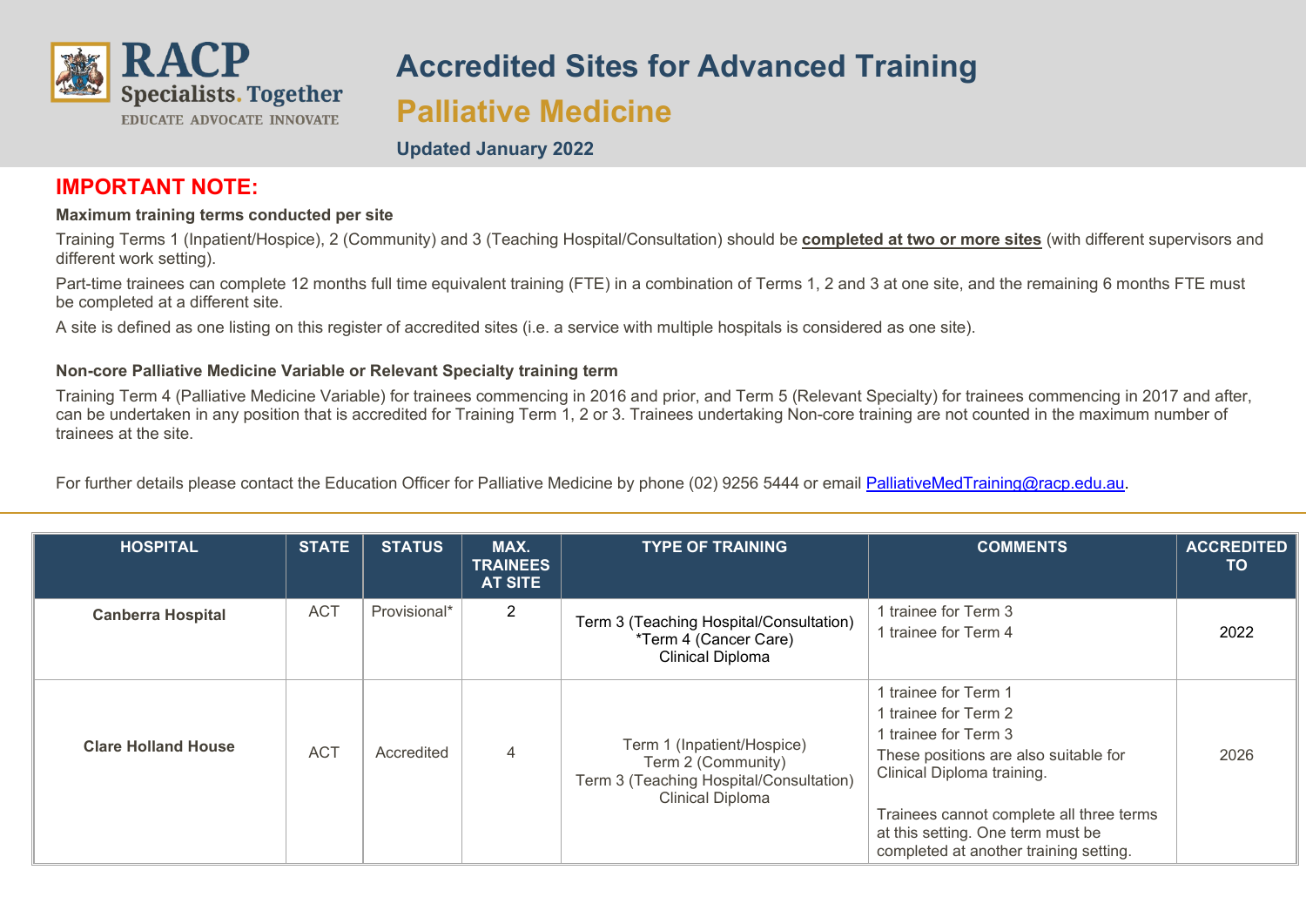# Accredited Sites for Advanced Training

## Palliative Medicine

**Updated January 2022**

## IMPORTANT NOTE:

**Maximum training terms conducted per site**

Training Terms 1 (Inpatient/Hospice), 2 (Community) and 3 (Teaching Hospital/Consultation) should be **completed at two or more sites** (with different supervisors and different work setting).

Part-time trainees can complete 12 months full time equivalent training (FTE) in a combination of Terms 1, 2 and 3 at one site, and the remaining 6 months FTE must be completed at a different site.

A site is defined as one listing on this register of accredited sites (i.e. a service with multiple hospitals is considered as one site).

**Non-core Palliative Medicine Variable or Relevant Specialty training term**

Training Term 4 (Palliative Medicine Variable) for trainees commencing in 2016 and prior, and Term 5 (Relevant Specialty) for trainees commencing in 2017 and after, can be undertaken in any position that is accredited for Training Term 1, 2 or 3. Trainees undertaking Non-core training are not counted in the maximum number of trainees at the site.

For further details please contact the Education Officer for Palliative Medicine by phone (02) 9256 5444 or email PalliativeMedTraining@racp.edu.au.

| HOSPITAL | STATE | STATUS | MAX. TRAINEES AT SITE | TYPE OF TRAINING | COMMENTS | ACCREDITED TO |
|---|---|---|---|---|---|---|
| **Canberra Hospital** | ACT | Provisional* | 2 | Term 3 (Teaching Hospital/Consultation)<br>*Term 4 (Cancer Care)<br>Clinical Diploma | 1 trainee for Term 3<br>1 trainee for Term 4 | 2022 |
| **Clare Holland House** | ACT | Accredited | 4 | Term 1 (Inpatient/Hospice)<br>Term 2 (Community)<br>Term 3 (Teaching Hospital/Consultation)<br>Clinical Diploma | 1 trainee for Term 1<br>1 trainee for Term 2<br>1 trainee for Term 3<br>These positions are also suitable for Clinical Diploma training.<br><br>Trainees cannot complete all three terms at this setting. One term must be completed at another training setting. | 2026 |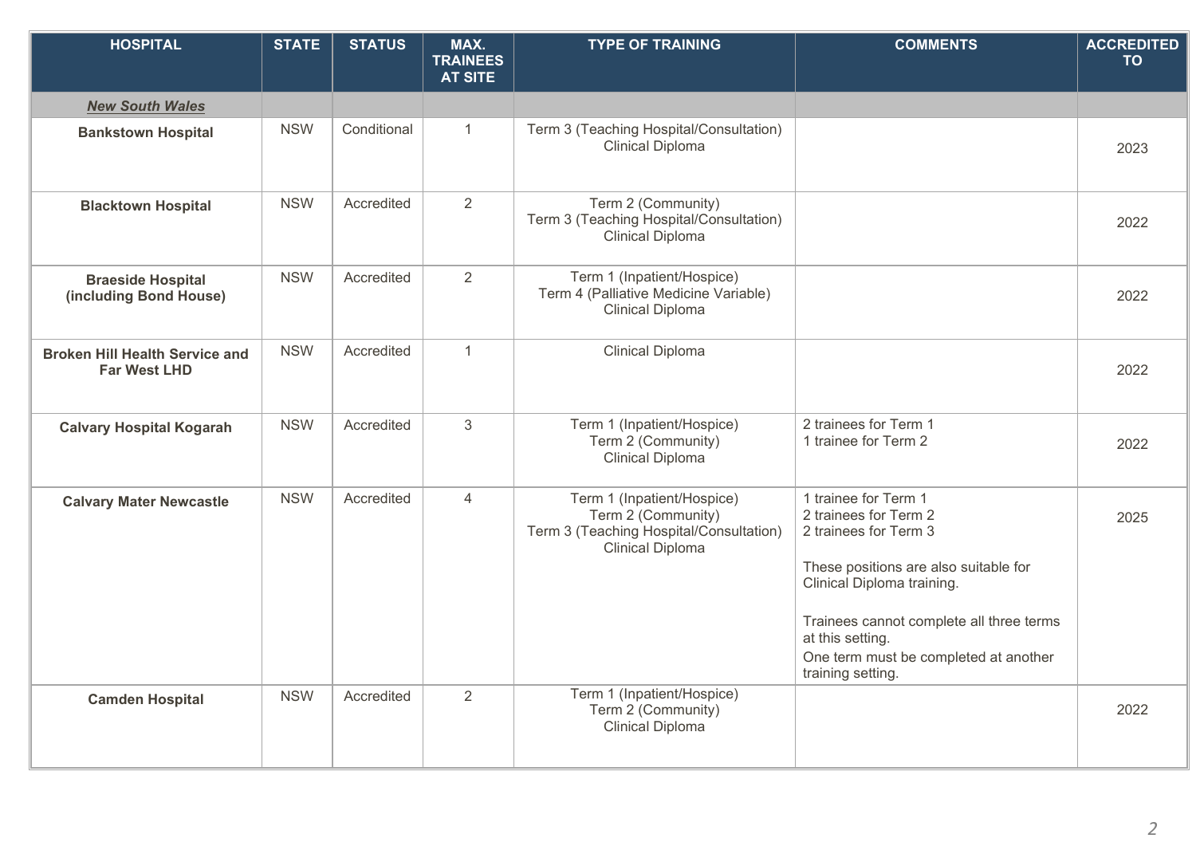| HOSPITAL | STATE | STATUS | MAX. TRAINEES AT SITE | TYPE OF TRAINING | COMMENTS | ACCREDITED TO |
|---|---|---|---|---|---|---|
| ***New South Wales*** | | | | | | |
| **Bankstown Hospital** | NSW | Conditional | 1 | Term 3 (Teaching Hospital/Consultation)<br>Clinical Diploma | | 2023 |
| **Blacktown Hospital** | NSW | Accredited | 2 | Term 2 (Community)<br>Term 3 (Teaching Hospital/Consultation)<br>Clinical Diploma | | 2022 |
| **Braeside Hospital (including Bond House)** | NSW | Accredited | 2 | Term 1 (Inpatient/Hospice)<br>Term 4 (Palliative Medicine Variable)<br>Clinical Diploma | | 2022 |
| **Broken Hill Health Service and Far West LHD** | NSW | Accredited | 1 | Clinical Diploma | | 2022 |
| **Calvary Hospital Kogarah** | NSW | Accredited | 3 | Term 1 (Inpatient/Hospice)<br>Term 2 (Community)<br>Clinical Diploma | 2 trainees for Term 1<br>1 trainee for Term 2 | 2022 |
| **Calvary Mater Newcastle** | NSW | Accredited | 4 | Term 1 (Inpatient/Hospice)<br>Term 2 (Community)<br>Term 3 (Teaching Hospital/Consultation)<br>Clinical Diploma | 1 trainee for Term 1<br>2 trainees for Term 2<br>2 trainees for Term 3<br><br>These positions are also suitable for Clinical Diploma training.<br><br>Trainees cannot complete all three terms at this setting.<br>One term must be completed at another training setting. | 2025 |
| **Camden Hospital** | NSW | Accredited | 2 | Term 1 (Inpatient/Hospice)<br>Term 2 (Community)<br>Clinical Diploma | | 2022 |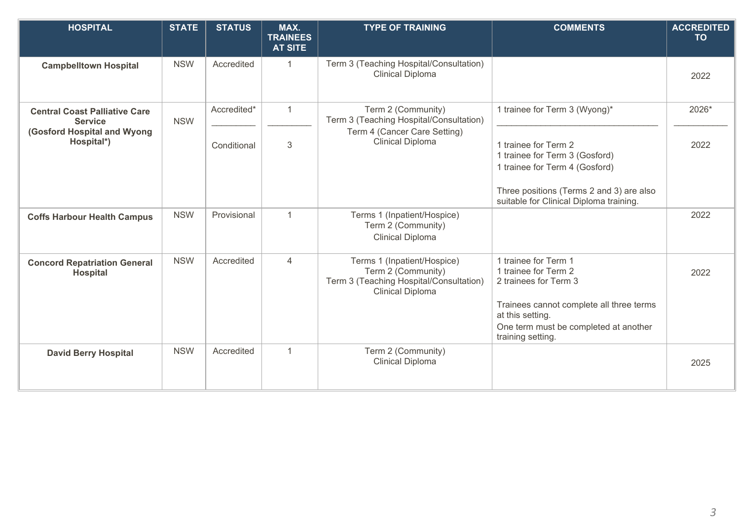| HOSPITAL | STATE | STATUS | MAX. TRAINEES AT SITE | TYPE OF TRAINING | COMMENTS | ACCREDITED TO |
|---|---|---|---|---|---|---|
| **Campbelltown Hospital** | NSW | Accredited | 1 | Term 3 (Teaching Hospital/Consultation)<br>Clinical Diploma | | 2022 |
| **Central Coast Palliative Care Service (Gosford Hospital and Wyong Hospital*)** | NSW | Accredited*<br>________<br>Conditional | 1<br>________<br>3 | Term 2 (Community)<br>Term 3 (Teaching Hospital/Consultation)<br>Term 4 (Cancer Care Setting)<br>Clinical Diploma | 1 trainee for Term 3 (Wyong)*<br>________________________________<br>1 trainee for Term 2<br>1 trainee for Term 3 (Gosford)<br>1 trainee for Term 4 (Gosford)<br><br>Three positions (Terms 2 and 3) are also suitable for Clinical Diploma training. | 2026*<br>__________<br>2022 |
| **Coffs Harbour Health Campus** | NSW | Provisional | 1 | Terms 1 (Inpatient/Hospice)<br>Term 2 (Community)<br>Clinical Diploma | | 2022 |
| **Concord Repatriation General Hospital** | NSW | Accredited | 4 | Terms 1 (Inpatient/Hospice)<br>Term 2 (Community)<br>Term 3 (Teaching Hospital/Consultation)<br>Clinical Diploma | 1 trainee for Term 1<br>1 trainee for Term 2<br>2 trainees for Term 3<br><br>Trainees cannot complete all three terms at this setting.<br>One term must be completed at another training setting. | 2022 |
| **David Berry Hospital** | NSW | Accredited | 1 | Term 2 (Community)<br>Clinical Diploma | | 2025 |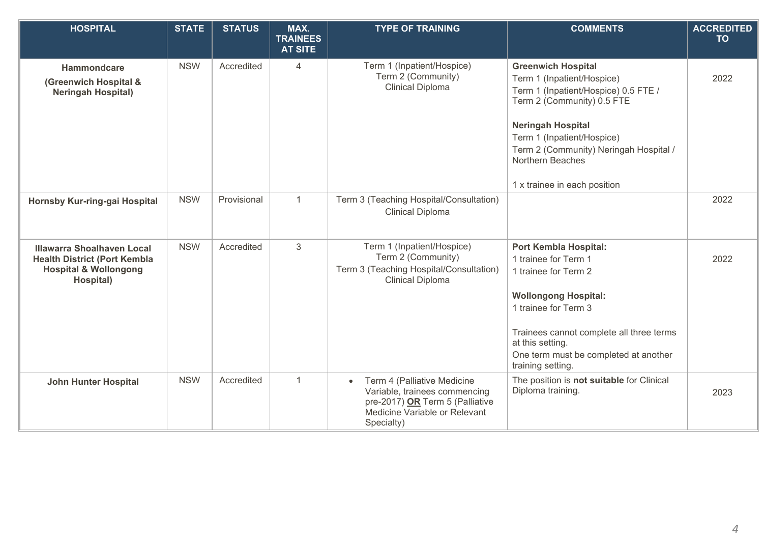| HOSPITAL | STATE | STATUS | MAX. TRAINEES AT SITE | TYPE OF TRAINING | COMMENTS | ACCREDITED TO |
|---|---|---|---|---|---|---|
| **Hammondcare (Greenwich Hospital & Neringah Hospital)** | NSW | Accredited | 4 | Term 1 (Inpatient/Hospice)<br>Term 2 (Community)<br>Clinical Diploma | **Greenwich Hospital**<br>Term 1 (Inpatient/Hospice)<br>Term 1 (Inpatient/Hospice) 0.5 FTE / Term 2 (Community) 0.5 FTE<br><br>**Neringah Hospital**<br>Term 1 (Inpatient/Hospice)<br>Term 2 (Community) Neringah Hospital / Northern Beaches<br><br>1 x trainee in each position | 2022 |
| **Hornsby Kur-ring-gai Hospital** | NSW | Provisional | 1 | Term 3 (Teaching Hospital/Consultation)<br>Clinical Diploma | | 2022 |
| **Illawarra Shoalhaven Local Health District (Port Kembla Hospital & Wollongong Hospital)** | NSW | Accredited | 3 | Term 1 (Inpatient/Hospice)<br>Term 2 (Community)<br>Term 3 (Teaching Hospital/Consultation)<br>Clinical Diploma | **Port Kembla Hospital:**<br>1 trainee for Term 1<br>1 trainee for Term 2<br><br>**Wollongong Hospital:**<br>1 trainee for Term 3<br><br>Trainees cannot complete all three terms at this setting.<br>One term must be completed at another training setting. | 2022 |
| **John Hunter Hospital** | NSW | Accredited | 1 | • Term 4 (Palliative Medicine Variable, trainees commencing pre-2017) **OR** Term 5 (Palliative Medicine Variable or Relevant Specialty) | The position is **not suitable** for Clinical Diploma training. | 2023 |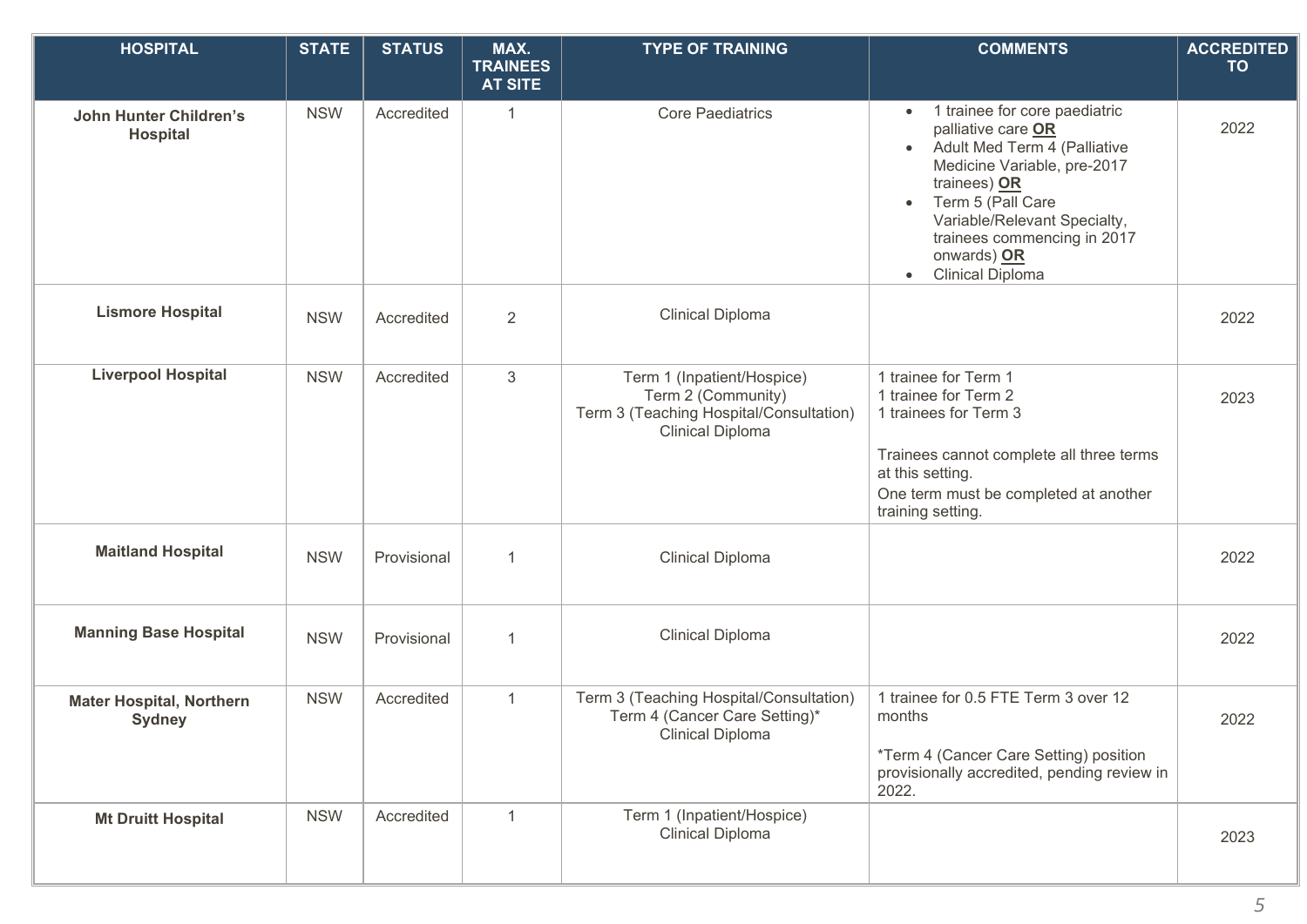| HOSPITAL | STATE | STATUS | MAX. TRAINEES AT SITE | TYPE OF TRAINING | COMMENTS | ACCREDITED TO |
|---|---|---|---|---|---|---|
| **John Hunter Children's Hospital** | NSW | Accredited | 1 | Core Paediatrics | • 1 trainee for core paediatric palliative care **OR**<br>• Adult Med Term 4 (Palliative Medicine Variable, pre-2017 trainees) **OR**<br>• Term 5 (Pall Care Variable/Relevant Specialty, trainees commencing in 2017 onwards) **OR**<br>• Clinical Diploma | 2022 |
| **Lismore Hospital** | NSW | Accredited | 2 | Clinical Diploma | | 2022 |
| **Liverpool Hospital** | NSW | Accredited | 3 | Term 1 (Inpatient/Hospice)<br>Term 2 (Community)<br>Term 3 (Teaching Hospital/Consultation)<br>Clinical Diploma | 1 trainee for Term 1<br>1 trainee for Term 2<br>1 trainees for Term 3<br><br>Trainees cannot complete all three terms at this setting.<br>One term must be completed at another training setting. | 2023 |
| **Maitland Hospital** | NSW | Provisional | 1 | Clinical Diploma | | 2022 |
| **Manning Base Hospital** | NSW | Provisional | 1 | Clinical Diploma | | 2022 |
| **Mater Hospital, Northern Sydney** | NSW | Accredited | 1 | Term 3 (Teaching Hospital/Consultation)<br>Term 4 (Cancer Care Setting)*<br>Clinical Diploma | 1 trainee for 0.5 FTE Term 3 over 12 months<br><br>*Term 4 (Cancer Care Setting) position provisionally accredited, pending review in 2022. | 2022 |
| **Mt Druitt Hospital** | NSW | Accredited | 1 | Term 1 (Inpatient/Hospice)<br>Clinical Diploma | | 2023 |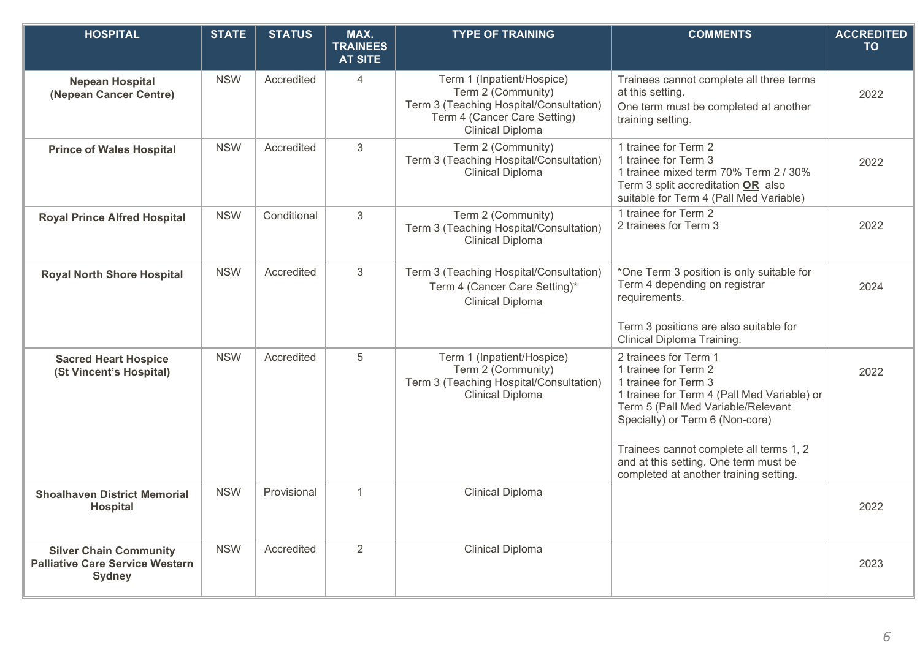| HOSPITAL | STATE | STATUS | MAX. TRAINEES AT SITE | TYPE OF TRAINING | COMMENTS | ACCREDITED TO |
|---|---|---|---|---|---|---|
| **Nepean Hospital (Nepean Cancer Centre)** | NSW | Accredited | 4 | Term 1 (Inpatient/Hospice)<br>Term 2 (Community)<br>Term 3 (Teaching Hospital/Consultation)<br>Term 4 (Cancer Care Setting)<br>Clinical Diploma | Trainees cannot complete all three terms at this setting.<br>One term must be completed at another training setting. | 2022 |
| **Prince of Wales Hospital** | NSW | Accredited | 3 | Term 2 (Community)<br>Term 3 (Teaching Hospital/Consultation)<br>Clinical Diploma | 1 trainee for Term 2<br>1 trainee for Term 3<br>1 trainee mixed term 70% Term 2 / 30% Term 3 split accreditation **OR** also suitable for Term 4 (Pall Med Variable) | 2022 |
| **Royal Prince Alfred Hospital** | NSW | Conditional | 3 | Term 2 (Community)<br>Term 3 (Teaching Hospital/Consultation)<br>Clinical Diploma | 1 trainee for Term 2<br>2 trainees for Term 3 | 2022 |
| **Royal North Shore Hospital** | NSW | Accredited | 3 | Term 3 (Teaching Hospital/Consultation)<br>Term 4 (Cancer Care Setting)*<br>Clinical Diploma | *One Term 3 position is only suitable for Term 4 depending on registrar requirements.<br><br>Term 3 positions are also suitable for Clinical Diploma Training. | 2024 |
| **Sacred Heart Hospice (St Vincent's Hospital)** | NSW | Accredited | 5 | Term 1 (Inpatient/Hospice)<br>Term 2 (Community)<br>Term 3 (Teaching Hospital/Consultation)<br>Clinical Diploma | 2 trainees for Term 1<br>1 trainee for Term 2<br>1 trainee for Term 3<br>1 trainee for Term 4 (Pall Med Variable) or Term 5 (Pall Med Variable/Relevant Specialty) or Term 6 (Non-core)<br><br>Trainees cannot complete all terms 1, 2 and at this setting. One term must be completed at another training setting. | 2022 |
| **Shoalhaven District Memorial Hospital** | NSW | Provisional | 1 | Clinical Diploma | | 2022 |
| **Silver Chain Community Palliative Care Service Western Sydney** | NSW | Accredited | 2 | Clinical Diploma | | 2023 |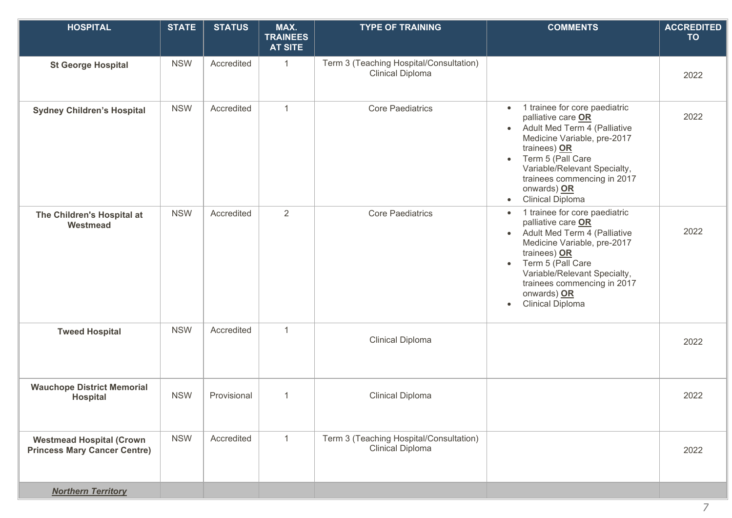| HOSPITAL | STATE | STATUS | MAX. TRAINEES AT SITE | TYPE OF TRAINING | COMMENTS | ACCREDITED TO |
|---|---|---|---|---|---|---|
| **St George Hospital** | NSW | Accredited | 1 | Term 3 (Teaching Hospital/Consultation)<br>Clinical Diploma | | 2022 |
| **Sydney Children's Hospital** | NSW | Accredited | 1 | Core Paediatrics | • 1 trainee for core paediatric palliative care **OR**<br>• Adult Med Term 4 (Palliative Medicine Variable, pre-2017 trainees) **OR**<br>• Term 5 (Pall Care Variable/Relevant Specialty, trainees commencing in 2017 onwards) **OR**<br>• Clinical Diploma | 2022 |
| **The Children's Hospital at Westmead** | NSW | Accredited | 2 | Core Paediatrics | • 1 trainee for core paediatric palliative care **OR**<br>• Adult Med Term 4 (Palliative Medicine Variable, pre-2017 trainees) **OR**<br>• Term 5 (Pall Care Variable/Relevant Specialty, trainees commencing in 2017 onwards) **OR**<br>• Clinical Diploma | 2022 |
| **Tweed Hospital** | NSW | Accredited | 1 | Clinical Diploma | | 2022 |
| **Wauchope District Memorial Hospital** | NSW | Provisional | 1 | Clinical Diploma | | 2022 |
| **Westmead Hospital (Crown Princess Mary Cancer Centre)** | NSW | Accredited | 1 | Term 3 (Teaching Hospital/Consultation)<br>Clinical Diploma | | 2022 |
| ***Northern Territory*** | | | | | | |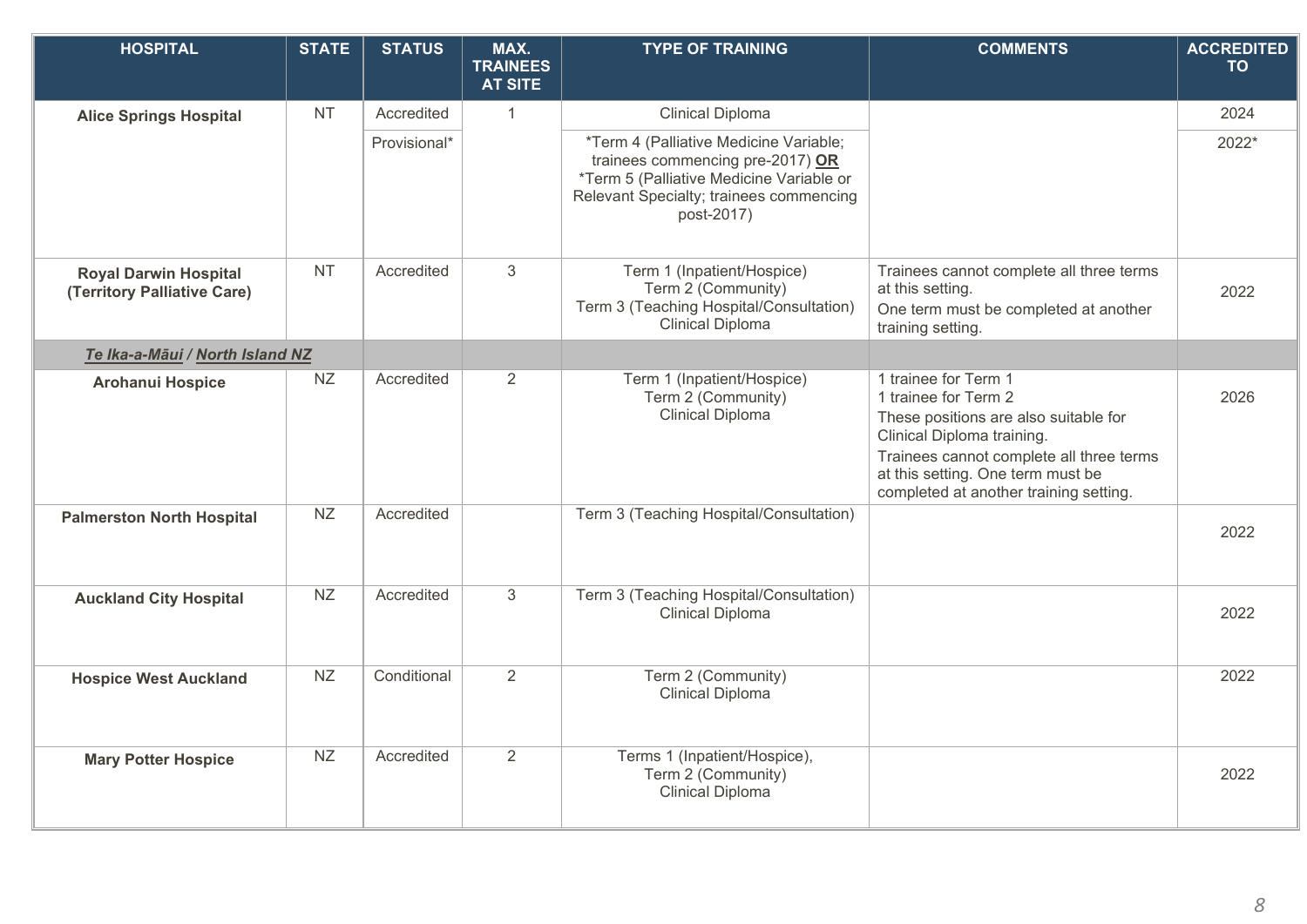| HOSPITAL | STATE | STATUS | MAX. TRAINEES AT SITE | TYPE OF TRAINING | COMMENTS | ACCREDITED TO |
|---|---|---|---|---|---|---|
| **Alice Springs Hospital** | NT | Accredited | 1 | Clinical Diploma | | 2024 |
| | | Provisional* | | *Term 4 (Palliative Medicine Variable; trainees commencing pre-2017) **OR** *Term 5 (Palliative Medicine Variable or Relevant Specialty; trainees commencing post-2017) | | 2022* |
| **Royal Darwin Hospital (Territory Palliative Care)** | NT | Accredited | 3 | Term 1 (Inpatient/Hospice)<br>Term 2 (Community)<br>Term 3 (Teaching Hospital/Consultation)<br>Clinical Diploma | Trainees cannot complete all three terms at this setting.<br>One term must be completed at another training setting. | 2022 |
| ***Te Ika-a-Māui* / *North Island NZ*** | | | | | | |
| **Arohanui Hospice** | NZ | Accredited | 2 | Term 1 (Inpatient/Hospice)<br>Term 2 (Community)<br>Clinical Diploma | 1 trainee for Term 1<br>1 trainee for Term 2<br>These positions are also suitable for Clinical Diploma training.<br>Trainees cannot complete all three terms at this setting. One term must be completed at another training setting. | 2026 |
| **Palmerston North Hospital** | NZ | Accredited | | Term 3 (Teaching Hospital/Consultation) | | 2022 |
| **Auckland City Hospital** | NZ | Accredited | 3 | Term 3 (Teaching Hospital/Consultation)<br>Clinical Diploma | | 2022 |
| **Hospice West Auckland** | NZ | Conditional | 2 | Term 2 (Community)<br>Clinical Diploma | | 2022 |
| **Mary Potter Hospice** | NZ | Accredited | 2 | Terms 1 (Inpatient/Hospice),<br>Term 2 (Community)<br>Clinical Diploma | | 2022 |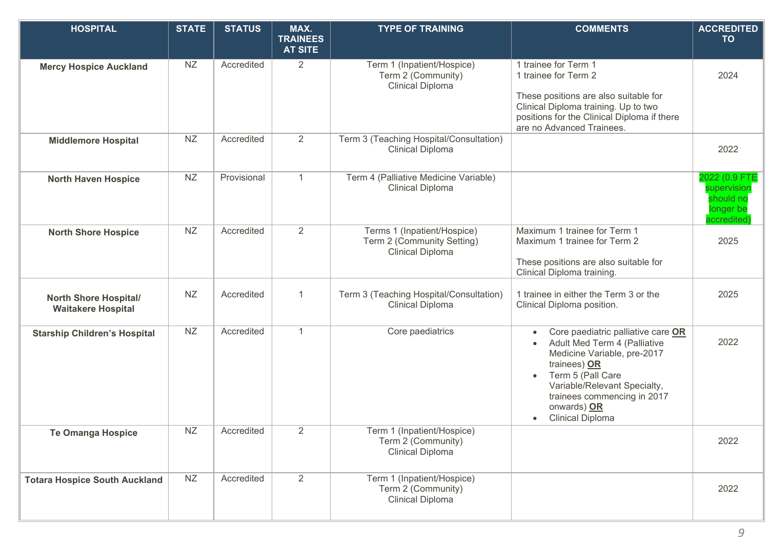| HOSPITAL | STATE | STATUS | MAX. TRAINEES AT SITE | TYPE OF TRAINING | COMMENTS | ACCREDITED TO |
|---|---|---|---|---|---|---|
| **Mercy Hospice Auckland** | NZ | Accredited | 2 | Term 1 (Inpatient/Hospice)<br>Term 2 (Community)<br>Clinical Diploma | 1 trainee for Term 1<br>1 trainee for Term 2<br><br>These positions are also suitable for Clinical Diploma training. Up to two positions for the Clinical Diploma if there are no Advanced Trainees. | 2024 |
| **Middlemore Hospital** | NZ | Accredited | 2 | Term 3 (Teaching Hospital/Consultation)<br>Clinical Diploma | | 2022 |
| **North Haven Hospice** | NZ | Provisional | 1 | Term 4 (Palliative Medicine Variable)<br>Clinical Diploma | | 2022 (0.9 FTE supervision should no longer be accredited) |
| **North Shore Hospice** | NZ | Accredited | 2 | Terms 1 (Inpatient/Hospice)<br>Term 2 (Community Setting)<br>Clinical Diploma | Maximum 1 trainee for Term 1<br>Maximum 1 trainee for Term 2<br><br>These positions are also suitable for Clinical Diploma training. | 2025 |
| **North Shore Hospital/ Waitakere Hospital** | NZ | Accredited | 1 | Term 3 (Teaching Hospital/Consultation)<br>Clinical Diploma | 1 trainee in either the Term 3 or the Clinical Diploma position. | 2025 |
| **Starship Children's Hospital** | NZ | Accredited | 1 | Core paediatrics | • Core paediatric palliative care **OR**<br>• Adult Med Term 4 (Palliative Medicine Variable, pre-2017 trainees) **OR**<br>• Term 5 (Pall Care Variable/Relevant Specialty, trainees commencing in 2017 onwards) **OR**<br>• Clinical Diploma | 2022 |
| **Te Omanga Hospice** | NZ | Accredited | 2 | Term 1 (Inpatient/Hospice)<br>Term 2 (Community)<br>Clinical Diploma | | 2022 |
| **Totara Hospice South Auckland** | NZ | Accredited | 2 | Term 1 (Inpatient/Hospice)<br>Term 2 (Community)<br>Clinical Diploma | | 2022 |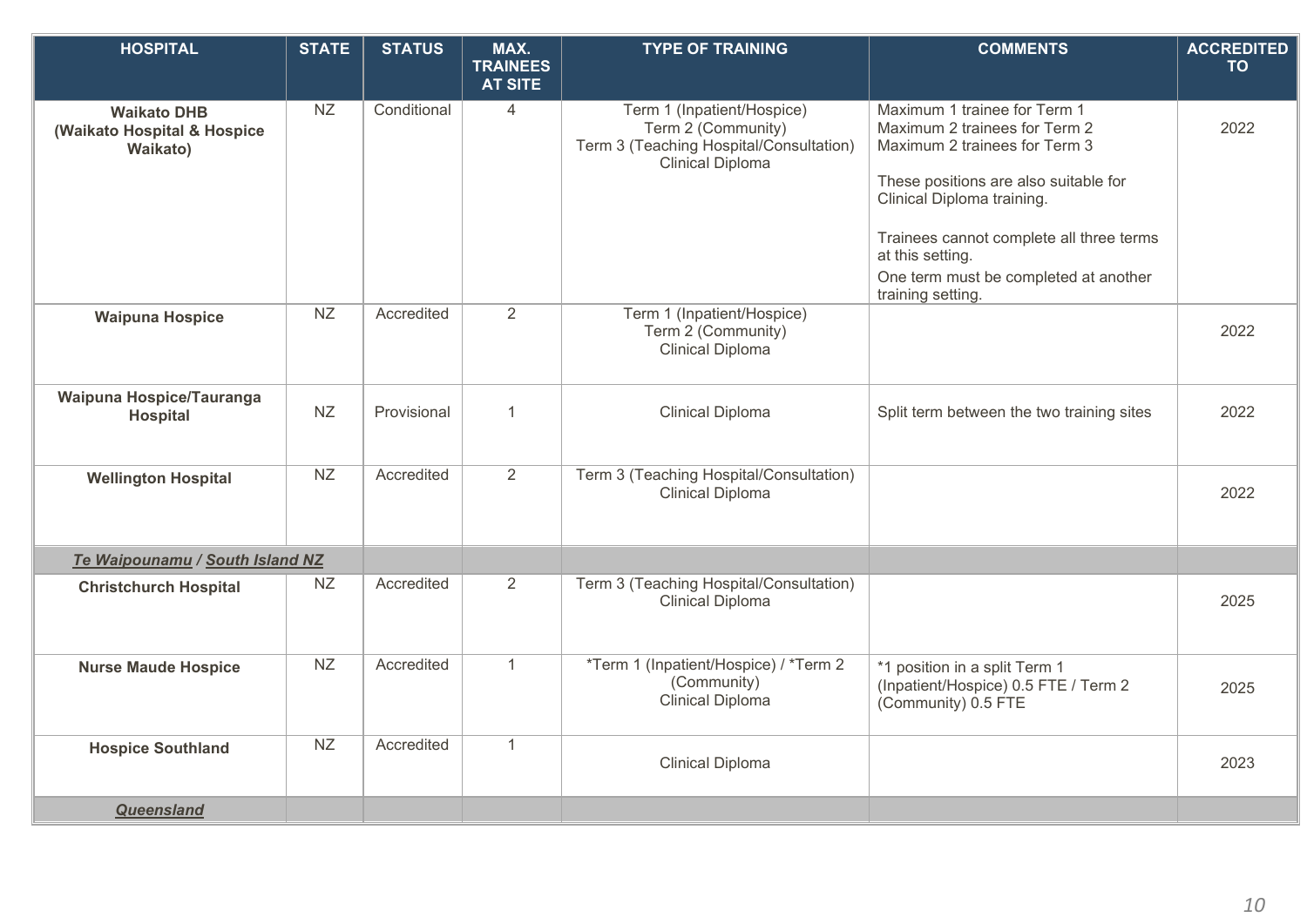| HOSPITAL | STATE | STATUS | MAX. TRAINEES AT SITE | TYPE OF TRAINING | COMMENTS | ACCREDITED TO |
|---|---|---|---|---|---|---|
| **Waikato DHB (Waikato Hospital & Hospice Waikato)** | NZ | Conditional | 4 | Term 1 (Inpatient/Hospice)<br>Term 2 (Community)<br>Term 3 (Teaching Hospital/Consultation)<br>Clinical Diploma | Maximum 1 trainee for Term 1<br>Maximum 2 trainees for Term 2<br>Maximum 2 trainees for Term 3<br><br>These positions are also suitable for Clinical Diploma training.<br><br>Trainees cannot complete all three terms at this setting.<br>One term must be completed at another training setting. | 2022 |
| **Waipuna Hospice** | NZ | Accredited | 2 | Term 1 (Inpatient/Hospice)<br>Term 2 (Community)<br>Clinical Diploma | | 2022 |
| **Waipuna Hospice/Tauranga Hospital** | NZ | Provisional | 1 | Clinical Diploma | Split term between the two training sites | 2022 |
| **Wellington Hospital** | NZ | Accredited | 2 | Term 3 (Teaching Hospital/Consultation)<br>Clinical Diploma | | 2022 |
| ***Te Waipounamu / South Island NZ*** | | | | | | |
| **Christchurch Hospital** | NZ | Accredited | 2 | Term 3 (Teaching Hospital/Consultation)<br>Clinical Diploma | | 2025 |
| **Nurse Maude Hospice** | NZ | Accredited | 1 | *Term 1 (Inpatient/Hospice) / *Term 2 (Community)<br>Clinical Diploma | *1 position in a split Term 1 (Inpatient/Hospice) 0.5 FTE / Term 2 (Community) 0.5 FTE | 2025 |
| **Hospice Southland** | NZ | Accredited | 1 | Clinical Diploma | | 2023 |
| ***Queensland*** | | | | | | |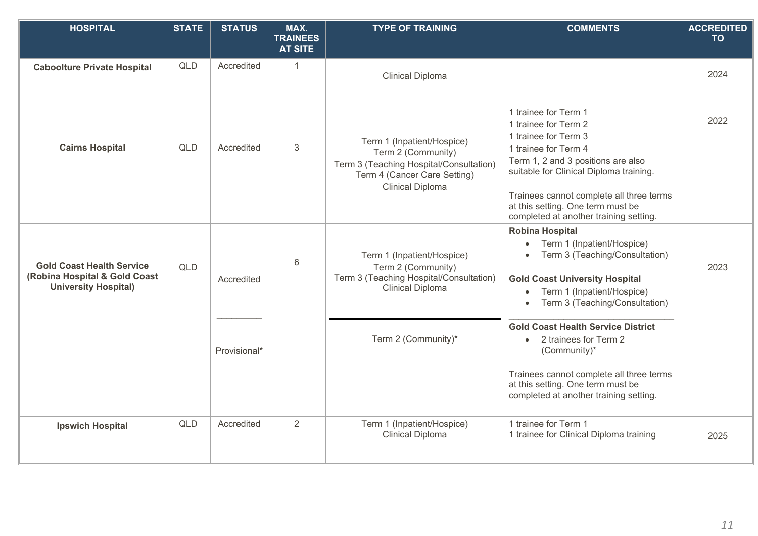| HOSPITAL | STATE | STATUS | MAX. TRAINEES AT SITE | TYPE OF TRAINING | COMMENTS | ACCREDITED TO |
|---|---|---|---|---|---|---|
| **Caboolture Private Hospital** | QLD | Accredited | 1 | Clinical Diploma | | 2024 |
| **Cairns Hospital** | QLD | Accredited | 3 | Term 1 (Inpatient/Hospice)<br>Term 2 (Community)<br>Term 3 (Teaching Hospital/Consultation)<br>Term 4 (Cancer Care Setting)<br>Clinical Diploma | 1 trainee for Term 1<br>1 trainee for Term 2<br>1 trainee for Term 3<br>1 trainee for Term 4<br>Term 1, 2 and 3 positions are also suitable for Clinical Diploma training.<br><br>Trainees cannot complete all three terms at this setting. One term must be completed at another training setting. | 2022 |
| **Gold Coast Health Service (Robina Hospital & Gold Coast University Hospital)** | QLD | Accredited<br>\_\_\_\_\_\_\_\_\_<br>Provisional* | 6 | Term 1 (Inpatient/Hospice)<br>Term 2 (Community)<br>Term 3 (Teaching Hospital/Consultation)<br>Clinical Diploma<br>\_\_\_\_\_\_\_\_\_<br>Term 2 (Community)* | **Robina Hospital**<br>• Term 1 (Inpatient/Hospice)<br>• Term 3 (Teaching/Consultation)<br><br>**Gold Coast University Hospital**<br>• Term 1 (Inpatient/Hospice)<br>• Term 3 (Teaching/Consultation)<br>\_\_\_\_\_\_\_\_\_<br>**Gold Coast Health Service District**<br>• 2 trainees for Term 2 (Community)*<br><br>Trainees cannot complete all three terms at this setting. One term must be completed at another training setting. | 2023 |
| **Ipswich Hospital** | QLD | Accredited | 2 | Term 1 (Inpatient/Hospice)<br>Clinical Diploma | 1 trainee for Term 1<br>1 trainee for Clinical Diploma training | 2025 |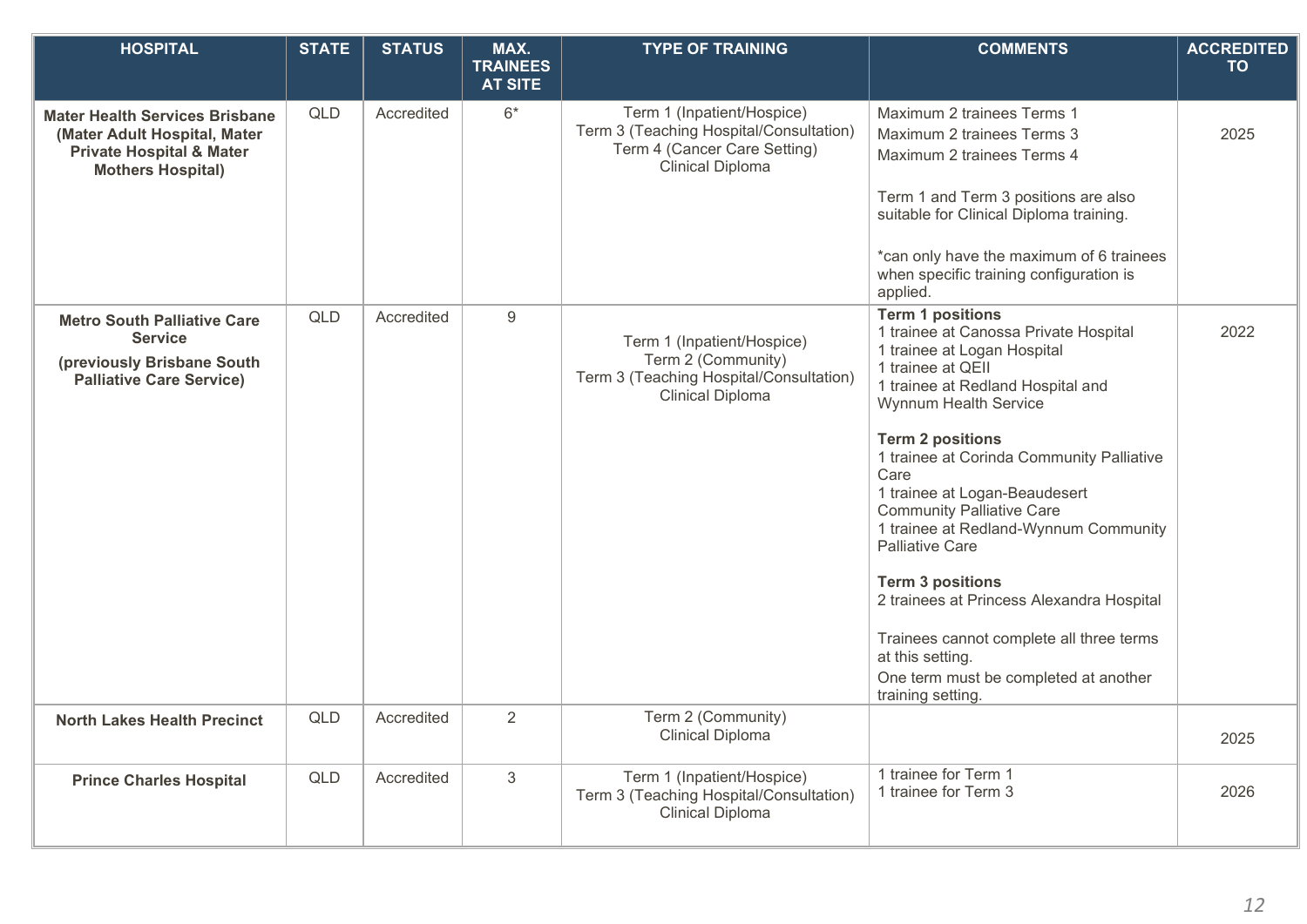| HOSPITAL | STATE | STATUS | MAX. TRAINEES AT SITE | TYPE OF TRAINING | COMMENTS | ACCREDITED TO |
|---|---|---|---|---|---|---|
| **Mater Health Services Brisbane (Mater Adult Hospital, Mater Private Hospital & Mater Mothers Hospital)** | QLD | Accredited | 6* | Term 1 (Inpatient/Hospice)<br>Term 3 (Teaching Hospital/Consultation)<br>Term 4 (Cancer Care Setting)<br>Clinical Diploma | Maximum 2 trainees Terms 1<br>Maximum 2 trainees Terms 3<br>Maximum 2 trainees Terms 4<br><br>Term 1 and Term 3 positions are also suitable for Clinical Diploma training.<br><br>*can only have the maximum of 6 trainees when specific training configuration is applied. | 2025 |
| **Metro South Palliative Care Service<br>(previously Brisbane South Palliative Care Service)** | QLD | Accredited | 9 | Term 1 (Inpatient/Hospice)<br>Term 2 (Community)<br>Term 3 (Teaching Hospital/Consultation)<br>Clinical Diploma | **Term 1 positions**<br>1 trainee at Canossa Private Hospital<br>1 trainee at Logan Hospital<br>1 trainee at QEII<br>1 trainee at Redland Hospital and Wynnum Health Service<br><br>**Term 2 positions**<br>1 trainee at Corinda Community Palliative Care<br>1 trainee at Logan-Beaudesert Community Palliative Care<br>1 trainee at Redland-Wynnum Community Palliative Care<br><br>**Term 3 positions**<br>2 trainees at Princess Alexandra Hospital<br><br>Trainees cannot complete all three terms at this setting.<br>One term must be completed at another training setting. | 2022 |
| **North Lakes Health Precinct** | QLD | Accredited | 2 | Term 2 (Community)<br>Clinical Diploma | | 2025 |
| **Prince Charles Hospital** | QLD | Accredited | 3 | Term 1 (Inpatient/Hospice)<br>Term 3 (Teaching Hospital/Consultation)<br>Clinical Diploma | 1 trainee for Term 1<br>1 trainee for Term 3 | 2026 |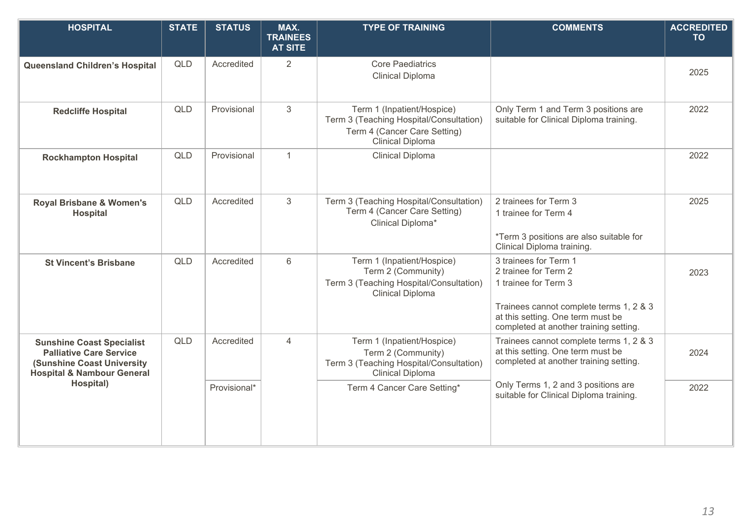| HOSPITAL | STATE | STATUS | MAX. TRAINEES AT SITE | TYPE OF TRAINING | COMMENTS | ACCREDITED TO |
|---|---|---|---|---|---|---|
| **Queensland Children's Hospital** | QLD | Accredited | 2 | Core Paediatrics<br>Clinical Diploma | | 2025 |
| **Redcliffe Hospital** | QLD | Provisional | 3 | Term 1 (Inpatient/Hospice)<br>Term 3 (Teaching Hospital/Consultation)<br>Term 4 (Cancer Care Setting)<br>Clinical Diploma | Only Term 1 and Term 3 positions are suitable for Clinical Diploma training. | 2022 |
| **Rockhampton Hospital** | QLD | Provisional | 1 | Clinical Diploma | | 2022 |
| **Royal Brisbane & Women's Hospital** | QLD | Accredited | 3 | Term 3 (Teaching Hospital/Consultation)<br>Term 4 (Cancer Care Setting)<br>Clinical Diploma* | 2 trainees for Term 3<br>1 trainee for Term 4<br><br>*Term 3 positions are also suitable for Clinical Diploma training. | 2025 |
| **St Vincent's Brisbane** | QLD | Accredited | 6 | Term 1 (Inpatient/Hospice)<br>Term 2 (Community)<br>Term 3 (Teaching Hospital/Consultation)<br>Clinical Diploma | 3 trainees for Term 1<br>2 trainee for Term 2<br>1 trainee for Term 3<br><br>Trainees cannot complete terms 1, 2 & 3 at this setting. One term must be completed at another training setting. | 2023 |
| **Sunshine Coast Specialist Palliative Care Service (Sunshine Coast University Hospital & Nambour General Hospital)** | QLD | Accredited | 4 | Term 1 (Inpatient/Hospice)<br>Term 2 (Community)<br>Term 3 (Teaching Hospital/Consultation)<br>Clinical Diploma | Trainees cannot complete terms 1, 2 & 3 at this setting. One term must be completed at another training setting.<br><br>Only Terms 1, 2 and 3 positions are suitable for Clinical Diploma training. | 2024 |
| | | Provisional* | | Term 4 Cancer Care Setting* | | 2022 |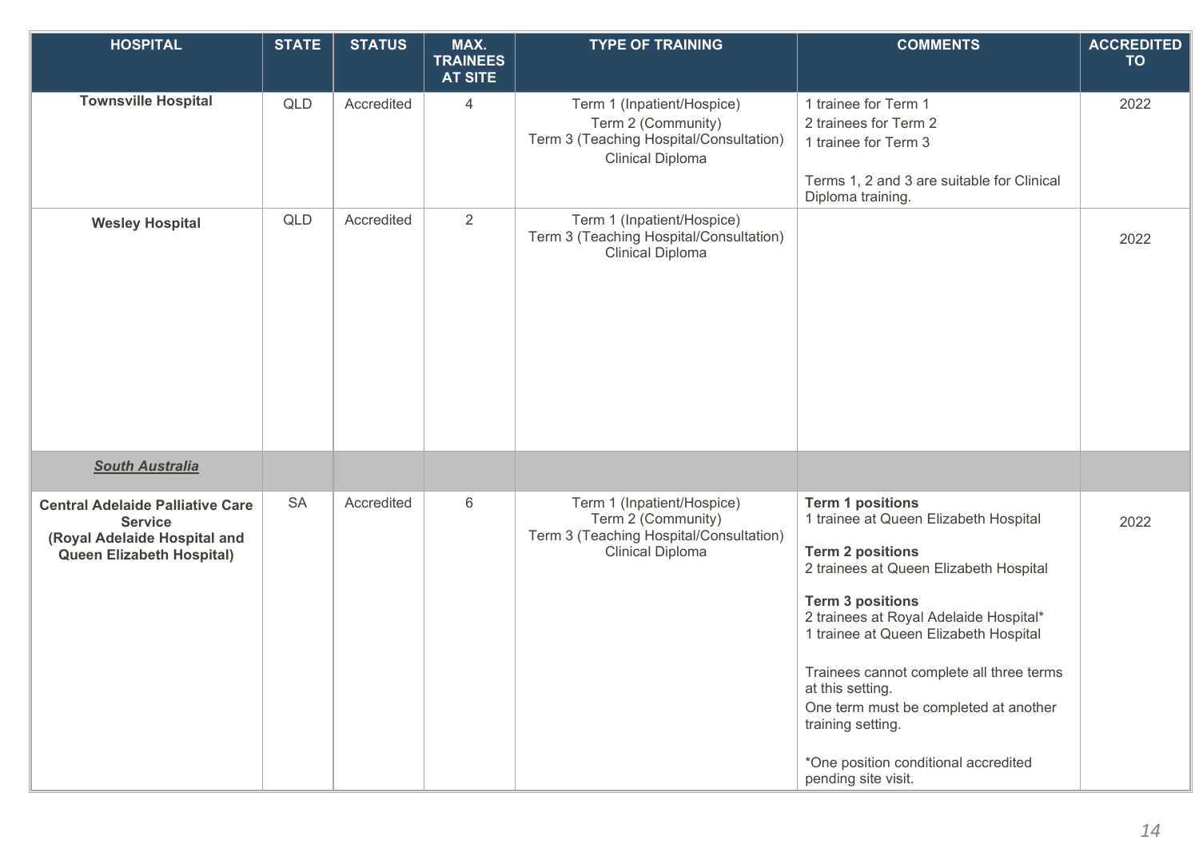| HOSPITAL | STATE | STATUS | MAX. TRAINEES AT SITE | TYPE OF TRAINING | COMMENTS | ACCREDITED TO |
|---|---|---|---|---|---|---|
| **Townsville Hospital** | QLD | Accredited | 4 | Term 1 (Inpatient/Hospice)<br>Term 2 (Community)<br>Term 3 (Teaching Hospital/Consultation)<br>Clinical Diploma | 1 trainee for Term 1<br>2 trainees for Term 2<br>1 trainee for Term 3<br><br>Terms 1, 2 and 3 are suitable for Clinical Diploma training. | 2022 |
| **Wesley Hospital** | QLD | Accredited | 2 | Term 1 (Inpatient/Hospice)<br>Term 3 (Teaching Hospital/Consultation)<br>Clinical Diploma | | 2022 |
| ***South Australia*** | | | | | | |
| **Central Adelaide Palliative Care Service (Royal Adelaide Hospital and Queen Elizabeth Hospital)** | SA | Accredited | 6 | Term 1 (Inpatient/Hospice)<br>Term 2 (Community)<br>Term 3 (Teaching Hospital/Consultation)<br>Clinical Diploma | **Term 1 positions**<br>1 trainee at Queen Elizabeth Hospital<br><br>**Term 2 positions**<br>2 trainees at Queen Elizabeth Hospital<br><br>**Term 3 positions**<br>2 trainees at Royal Adelaide Hospital*<br>1 trainee at Queen Elizabeth Hospital<br><br>Trainees cannot complete all three terms at this setting.<br>One term must be completed at another training setting.<br><br>*One position conditional accredited pending site visit. | 2022 |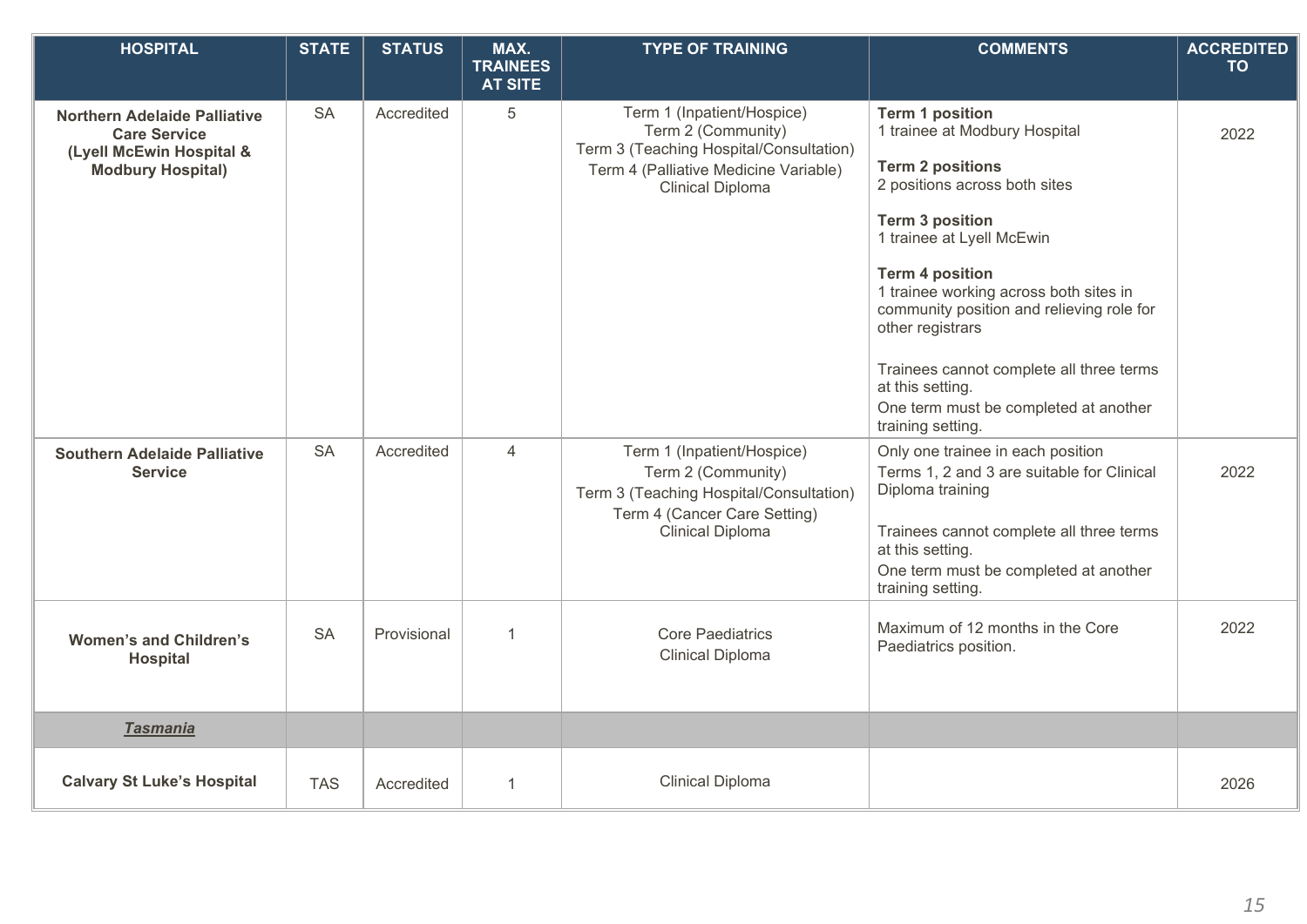| HOSPITAL | STATE | STATUS | MAX. TRAINEES AT SITE | TYPE OF TRAINING | COMMENTS | ACCREDITED TO |
|---|---|---|---|---|---|---|
| **Northern Adelaide Palliative Care Service (Lyell McEwin Hospital & Modbury Hospital)** | SA | Accredited | 5 | Term 1 (Inpatient/Hospice)<br>Term 2 (Community)<br>Term 3 (Teaching Hospital/Consultation)<br>Term 4 (Palliative Medicine Variable)<br>Clinical Diploma | **Term 1 position**<br>1 trainee at Modbury Hospital<br><br>**Term 2 positions**<br>2 positions across both sites<br><br>**Term 3 position**<br>1 trainee at Lyell McEwin<br><br>**Term 4 position**<br>1 trainee working across both sites in community position and relieving role for other registrars<br><br>Trainees cannot complete all three terms at this setting.<br>One term must be completed at another training setting. | 2022 |
| **Southern Adelaide Palliative Service** | SA | Accredited | 4 | Term 1 (Inpatient/Hospice)<br>Term 2 (Community)<br>Term 3 (Teaching Hospital/Consultation)<br>Term 4 (Cancer Care Setting)<br>Clinical Diploma | Only one trainee in each position<br>Terms 1, 2 and 3 are suitable for Clinical Diploma training<br><br>Trainees cannot complete all three terms at this setting.<br>One term must be completed at another training setting. | 2022 |
| **Women's and Children's Hospital** | SA | Provisional | 1 | Core Paediatrics<br>Clinical Diploma | Maximum of 12 months in the Core Paediatrics position. | 2022 |
| ***Tasmania*** | | | | | | |
| **Calvary St Luke's Hospital** | TAS | Accredited | 1 | Clinical Diploma | | 2026 |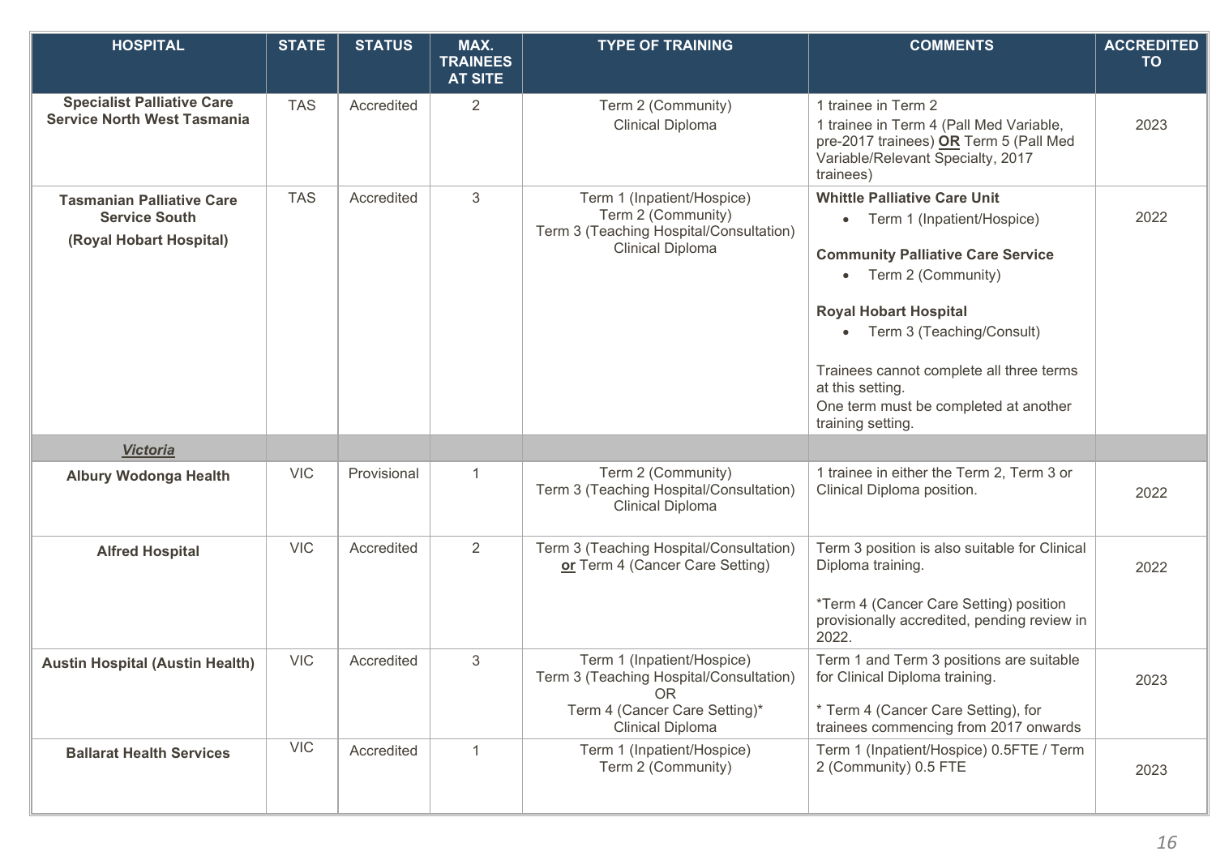| HOSPITAL | STATE | STATUS | MAX. TRAINEES AT SITE | TYPE OF TRAINING | COMMENTS | ACCREDITED TO |
|---|---|---|---|---|---|---|
| **Specialist Palliative Care Service North West Tasmania** | TAS | Accredited | 2 | Term 2 (Community)<br>Clinical Diploma | 1 trainee in Term 2<br>1 trainee in Term 4 (Pall Med Variable, pre-2017 trainees) **OR** Term 5 (Pall Med Variable/Relevant Specialty, 2017 trainees) | 2023 |
| **Tasmanian Palliative Care Service South**<br>**(Royal Hobart Hospital)** | TAS | Accredited | 3 | Term 1 (Inpatient/Hospice)<br>Term 2 (Community)<br>Term 3 (Teaching Hospital/Consultation)<br>Clinical Diploma | **Whittle Palliative Care Unit**<br>• Term 1 (Inpatient/Hospice)<br>**Community Palliative Care Service**<br>• Term 2 (Community)<br>**Royal Hobart Hospital**<br>• Term 3 (Teaching/Consult)<br>Trainees cannot complete all three terms at this setting.<br>One term must be completed at another training setting. | 2022 |
| ***Victoria*** | | | | | | |
| **Albury Wodonga Health** | VIC | Provisional | 1 | Term 2 (Community)<br>Term 3 (Teaching Hospital/Consultation)<br>Clinical Diploma | 1 trainee in either the Term 2, Term 3 or Clinical Diploma position. | 2022 |
| **Alfred Hospital** | VIC | Accredited | 2 | Term 3 (Teaching Hospital/Consultation) **or** Term 4 (Cancer Care Setting) | Term 3 position is also suitable for Clinical Diploma training.<br>*Term 4 (Cancer Care Setting) position provisionally accredited, pending review in 2022. | 2022 |
| **Austin Hospital (Austin Health)** | VIC | Accredited | 3 | Term 1 (Inpatient/Hospice)<br>Term 3 (Teaching Hospital/Consultation)<br>OR<br>Term 4 (Cancer Care Setting)*<br>Clinical Diploma | Term 1 and Term 3 positions are suitable for Clinical Diploma training.<br>* Term 4 (Cancer Care Setting), for trainees commencing from 2017 onwards | 2023 |
| **Ballarat Health Services** | VIC | Accredited | 1 | Term 1 (Inpatient/Hospice)<br>Term 2 (Community) | Term 1 (Inpatient/Hospice) 0.5FTE / Term 2 (Community) 0.5 FTE | 2023 |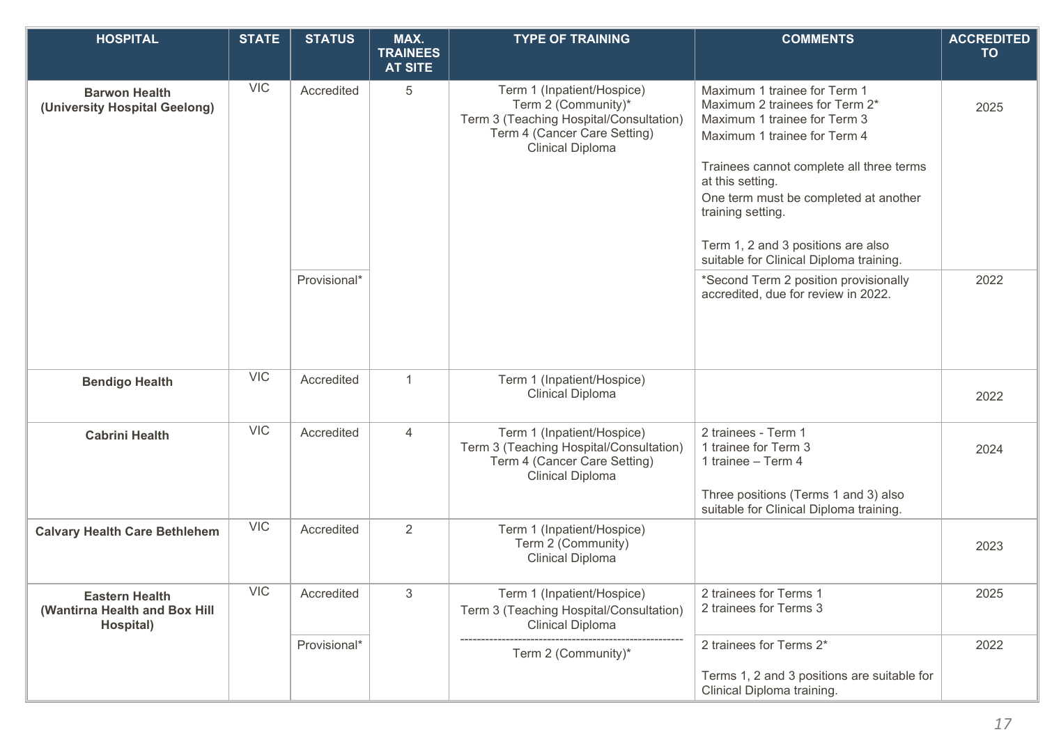| HOSPITAL | STATE | STATUS | MAX. TRAINEES AT SITE | TYPE OF TRAINING | COMMENTS | ACCREDITED TO |
|---|---|---|---|---|---|---|
| **Barwon Health (University Hospital Geelong)** | VIC | Accredited | 5 | Term 1 (Inpatient/Hospice)<br>Term 2 (Community)*<br>Term 3 (Teaching Hospital/Consultation)<br>Term 4 (Cancer Care Setting)<br>Clinical Diploma | Maximum 1 trainee for Term 1<br>Maximum 2 trainees for Term 2*<br>Maximum 1 trainee for Term 3<br>Maximum 1 trainee for Term 4<br><br>Trainees cannot complete all three terms at this setting.<br>One term must be completed at another training setting.<br><br>Term 1, 2 and 3 positions are also suitable for Clinical Diploma training. | 2025 |
| | | Provisional* | | | *Second Term 2 position provisionally accredited, due for review in 2022. | 2022 |
| **Bendigo Health** | VIC | Accredited | 1 | Term 1 (Inpatient/Hospice)<br>Clinical Diploma | | 2022 |
| **Cabrini Health** | VIC | Accredited | 4 | Term 1 (Inpatient/Hospice)<br>Term 3 (Teaching Hospital/Consultation)<br>Term 4 (Cancer Care Setting)<br>Clinical Diploma | 2 trainees - Term 1<br>1 trainee for Term 3<br>1 trainee – Term 4<br><br>Three positions (Terms 1 and 3) also suitable for Clinical Diploma training. | 2024 |
| **Calvary Health Care Bethlehem** | VIC | Accredited | 2 | Term 1 (Inpatient/Hospice)<br>Term 2 (Community)<br>Clinical Diploma | | 2023 |
| **Eastern Health (Wantirna Health and Box Hill Hospital)** | VIC | Accredited | 3 | Term 1 (Inpatient/Hospice)<br>Term 3 (Teaching Hospital/Consultation)<br>Clinical Diploma | 2 trainees for Terms 1<br>2 trainees for Terms 3 | 2025 |
| | | Provisional* | | Term 2 (Community)* | 2 trainees for Terms 2*<br><br>Terms 1, 2 and 3 positions are suitable for Clinical Diploma training. | 2022 |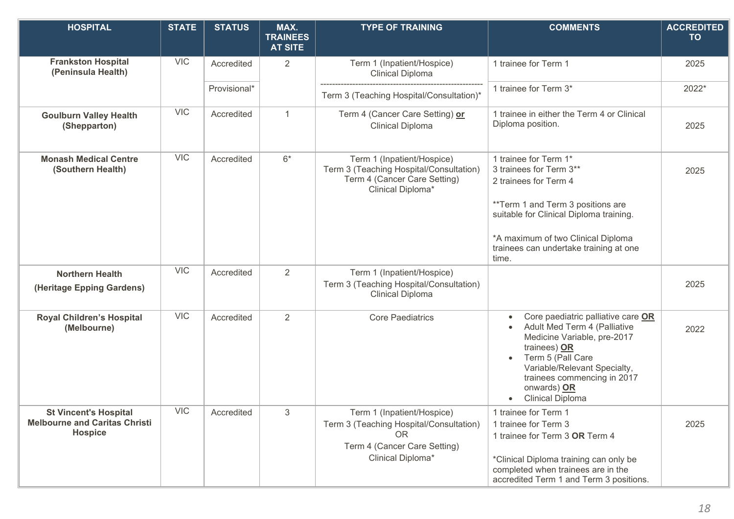| HOSPITAL | STATE | STATUS | MAX. TRAINEES AT SITE | TYPE OF TRAINING | COMMENTS | ACCREDITED TO |
|---|---|---|---|---|---|---|
| **Frankston Hospital (Peninsula Health)** | VIC | Accredited | 2 | Term 1 (Inpatient/Hospice) Clinical Diploma | 1 trainee for Term 1 | 2025 |
| | | Provisional* | | Term 3 (Teaching Hospital/Consultation)* | 1 trainee for Term 3* | 2022* |
| **Goulburn Valley Health (Shepparton)** | VIC | Accredited | 1 | Term 4 (Cancer Care Setting) **or** Clinical Diploma | 1 trainee in either the Term 4 or Clinical Diploma position. | 2025 |
| **Monash Medical Centre (Southern Health)** | VIC | Accredited | 6* | Term 1 (Inpatient/Hospice) Term 3 (Teaching Hospital/Consultation) Term 4 (Cancer Care Setting) Clinical Diploma* | 1 trainee for Term 1* 3 trainees for Term 3** 2 trainees for Term 4<br><br>**Term 1 and Term 3 positions are suitable for Clinical Diploma training.<br><br>*A maximum of two Clinical Diploma trainees can undertake training at one time. | 2025 |
| **Northern Health (Heritage Epping Gardens)** | VIC | Accredited | 2 | Term 1 (Inpatient/Hospice) Term 3 (Teaching Hospital/Consultation) Clinical Diploma | | 2025 |
| **Royal Children's Hospital (Melbourne)** | VIC | Accredited | 2 | Core Paediatrics | • Core paediatric palliative care **OR**<br>• Adult Med Term 4 (Palliative Medicine Variable, pre-2017 trainees) **OR**<br>• Term 5 (Pall Care Variable/Relevant Specialty, trainees commencing in 2017 onwards) **OR**<br>• Clinical Diploma | 2022 |
| **St Vincent's Hospital Melbourne and Caritas Christi Hospice** | VIC | Accredited | 3 | Term 1 (Inpatient/Hospice) Term 3 (Teaching Hospital/Consultation) OR Term 4 (Cancer Care Setting) Clinical Diploma* | 1 trainee for Term 1 1 trainee for Term 3 1 trainee for Term 3 **OR** Term 4<br><br>*Clinical Diploma training can only be completed when trainees are in the accredited Term 1 and Term 3 positions. | 2025 |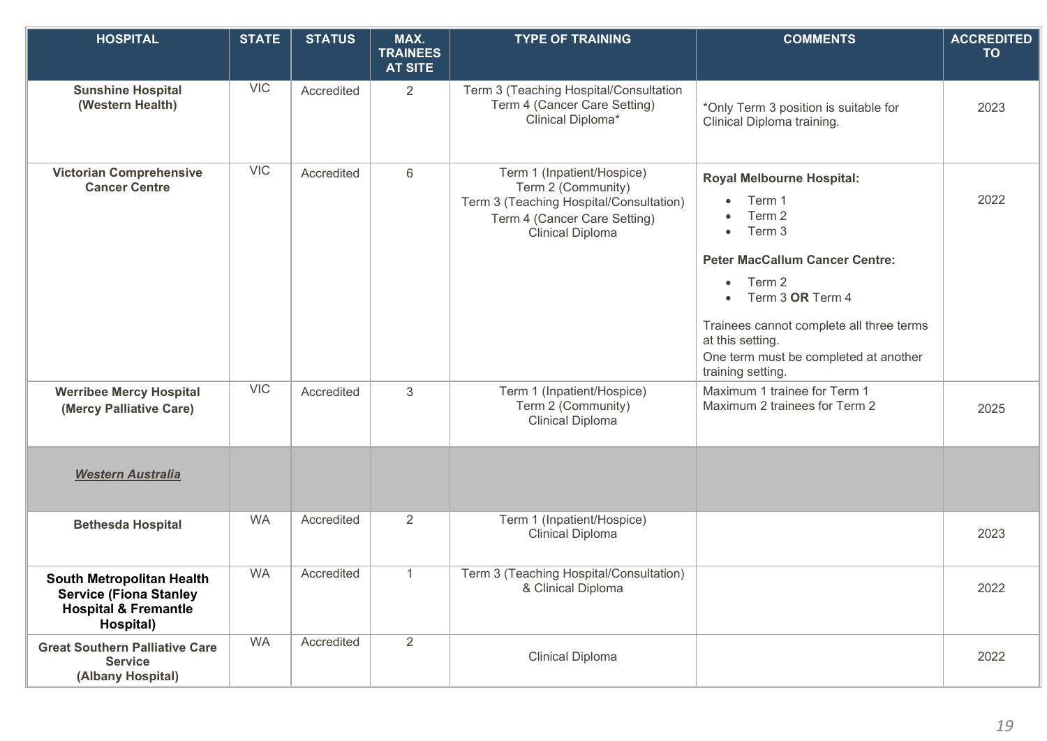| HOSPITAL | STATE | STATUS | MAX. TRAINEES AT SITE | TYPE OF TRAINING | COMMENTS | ACCREDITED TO |
|---|---|---|---|---|---|---|
| **Sunshine Hospital (Western Health)** | VIC | Accredited | 2 | Term 3 (Teaching Hospital/Consultation<br>Term 4 (Cancer Care Setting)<br>Clinical Diploma* | *Only Term 3 position is suitable for Clinical Diploma training. | 2023 |
| **Victorian Comprehensive Cancer Centre** | VIC | Accredited | 6 | Term 1 (Inpatient/Hospice)<br>Term 2 (Community)<br>Term 3 (Teaching Hospital/Consultation)<br>Term 4 (Cancer Care Setting)<br>Clinical Diploma | **Royal Melbourne Hospital:**<br>• Term 1<br>• Term 2<br>• Term 3<br>**Peter MacCallum Cancer Centre:**<br>• Term 2<br>• Term 3 **OR** Term 4<br>Trainees cannot complete all three terms at this setting.<br>One term must be completed at another training setting. | 2022 |
| **Werribee Mercy Hospital (Mercy Palliative Care)** | VIC | Accredited | 3 | Term 1 (Inpatient/Hospice)<br>Term 2 (Community)<br>Clinical Diploma | Maximum 1 trainee for Term 1<br>Maximum 2 trainees for Term 2 | 2025 |
| ***Western Australia*** | | | | | | |
| **Bethesda Hospital** | WA | Accredited | 2 | Term 1 (Inpatient/Hospice)<br>Clinical Diploma | | 2023 |
| **South Metropolitan Health Service (Fiona Stanley Hospital & Fremantle Hospital)** | WA | Accredited | 1 | Term 3 (Teaching Hospital/Consultation) & Clinical Diploma | | 2022 |
| **Great Southern Palliative Care Service (Albany Hospital)** | WA | Accredited | 2 | Clinical Diploma | | 2022 |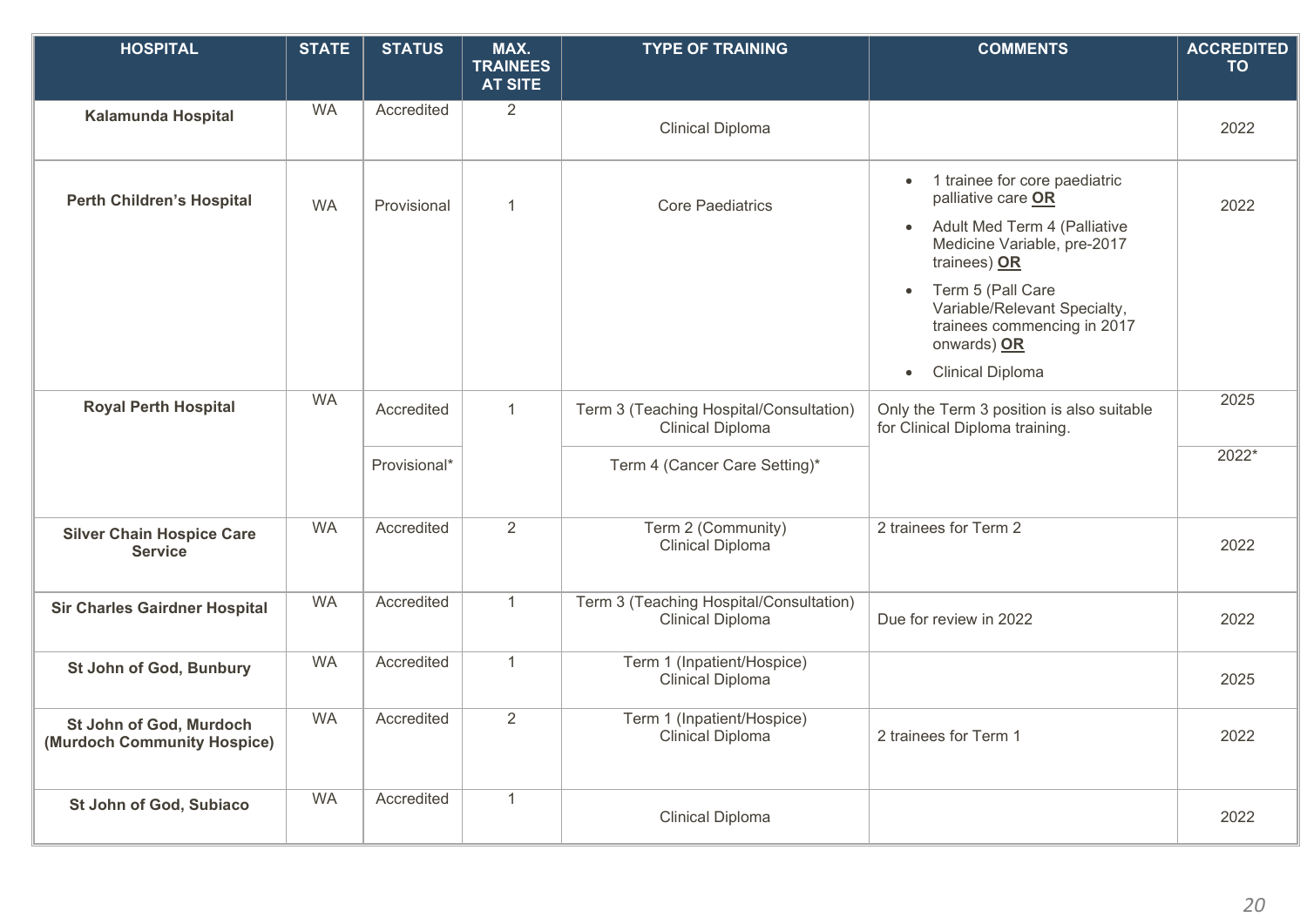| HOSPITAL | STATE | STATUS | MAX. TRAINEES AT SITE | TYPE OF TRAINING | COMMENTS | ACCREDITED TO |
|---|---|---|---|---|---|---|
| **Kalamunda Hospital** | WA | Accredited | 2 | Clinical Diploma | | 2022 |
| **Perth Children's Hospital** | WA | Provisional | 1 | Core Paediatrics | • 1 trainee for core paediatric palliative care **OR**<br>• Adult Med Term 4 (Palliative Medicine Variable, pre-2017 trainees) **OR**<br>• Term 5 (Pall Care Variable/Relevant Specialty, trainees commencing in 2017 onwards) **OR**<br>• Clinical Diploma | 2022 |
| **Royal Perth Hospital** | WA | Accredited | 1 | Term 3 (Teaching Hospital/Consultation) Clinical Diploma | Only the Term 3 position is also suitable for Clinical Diploma training. | 2025 |
| | | Provisional* | | Term 4 (Cancer Care Setting)* | | 2022* |
| **Silver Chain Hospice Care Service** | WA | Accredited | 2 | Term 2 (Community) Clinical Diploma | 2 trainees for Term 2 | 2022 |
| **Sir Charles Gairdner Hospital** | WA | Accredited | 1 | Term 3 (Teaching Hospital/Consultation) Clinical Diploma | Due for review in 2022 | 2022 |
| **St John of God, Bunbury** | WA | Accredited | 1 | Term 1 (Inpatient/Hospice) Clinical Diploma | | 2025 |
| **St John of God, Murdoch (Murdoch Community Hospice)** | WA | Accredited | 2 | Term 1 (Inpatient/Hospice) Clinical Diploma | 2 trainees for Term 1 | 2022 |
| **St John of God, Subiaco** | WA | Accredited | 1 | Clinical Diploma | | 2022 |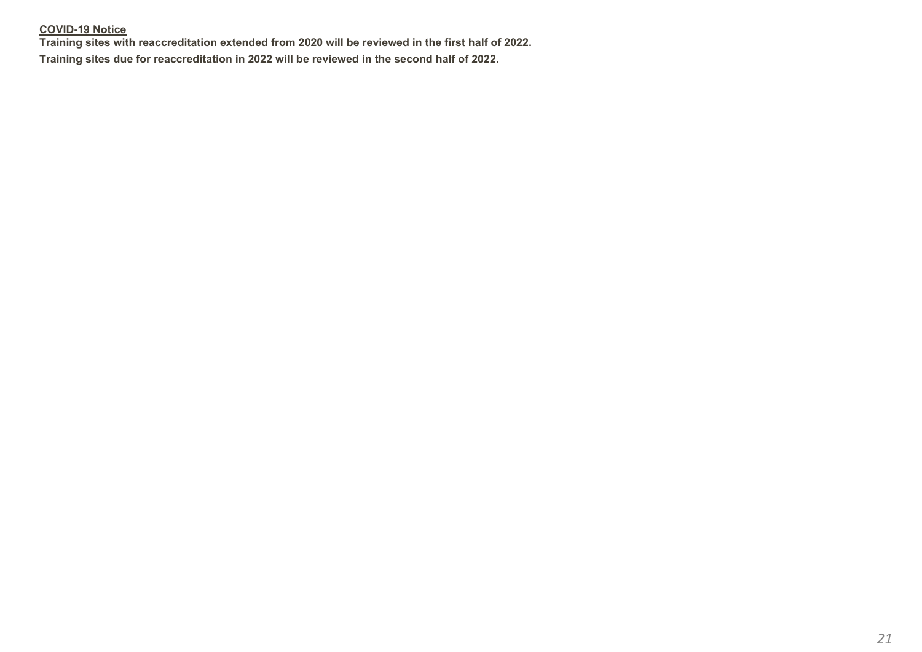**COVID-19 Notice**

**Training sites with reaccreditation extended from 2020 will be reviewed in the first half of 2022.**

**Training sites due for reaccreditation in 2022 will be reviewed in the second half of 2022.**